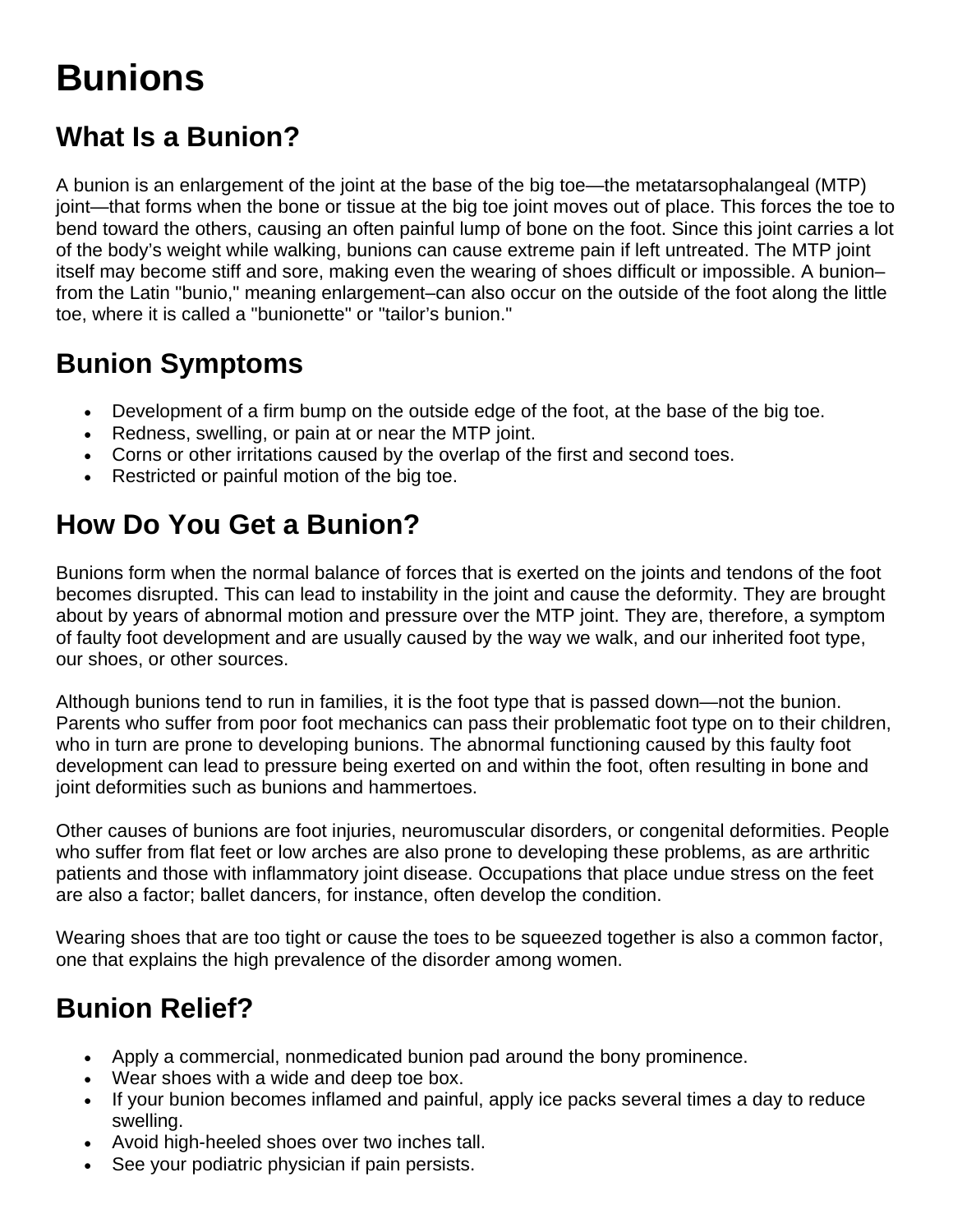# Bunions

## What Is a Bunion?

A bunion is an enlargement of the joint at the base of the big toe—the metatarsophalangeal (MTP) joint—that forms when the bone or tissue at the big toe joint moves out of place. This forces the toe to bend toward the others, causing an often painful lump of bone on the foot. Since this joint carries a lot of the body's weight while walking, bunions can cause extreme pain if left untreated. The MTP joint itself may become stiff and sore, making even the wearing of shoes difficult or impossible. A bunion–from the Latin "bunio," meaning enlargement–can also occur on the outside of the foot along the little toe, where it is called a "bunionette" or "tailor's bunion."

## Bunion Symptoms

- Development of a firm bump on the outside edge of the foot, at the base of the big toe.
- Redness, swelling, or pain at or near the MTP joint.
- Corns or other irritations caused by the overlap of the first and second toes.
- Restricted or painful motion of the big toe.

## How Do You Get a Bunion?

Bunions form when the normal balance of forces that is exerted on the joints and tendons of the foot becomes disrupted. This can lead to instability in the joint and cause the deformity. They are brought about by years of abnormal motion and pressure over the MTP joint. They are, therefore, a symptom of faulty foot development and are usually caused by the way we walk, and our inherited foot type, our shoes, or other sources.

Although bunions tend to run in families, it is the foot type that is passed down—not the bunion. Parents who suffer from poor foot mechanics can pass their problematic foot type on to their children, who in turn are prone to developing bunions. The abnormal functioning caused by this faulty foot development can lead to pressure being exerted on and within the foot, often resulting in bone and joint deformities such as bunions and hammertoes.

Other causes of bunions are foot injuries, neuromuscular disorders, or congenital deformities. People who suffer from flat feet or low arches are also prone to developing these problems, as are arthritic patients and those with inflammatory joint disease. Occupations that place undue stress on the feet are also a factor; ballet dancers, for instance, often develop the condition.

Wearing shoes that are too tight or cause the toes to be squeezed together is also a common factor, one that explains the high prevalence of the disorder among women.

## Bunion Relief?

- Apply a commercial, nonmedicated bunion pad around the bony prominence.
- Wear shoes with a wide and deep toe box.
- If your bunion becomes inflamed and painful, apply ice packs several times a day to reduce swelling.
- Avoid high-heeled shoes over two inches tall.
- See your podiatric physician if pain persists.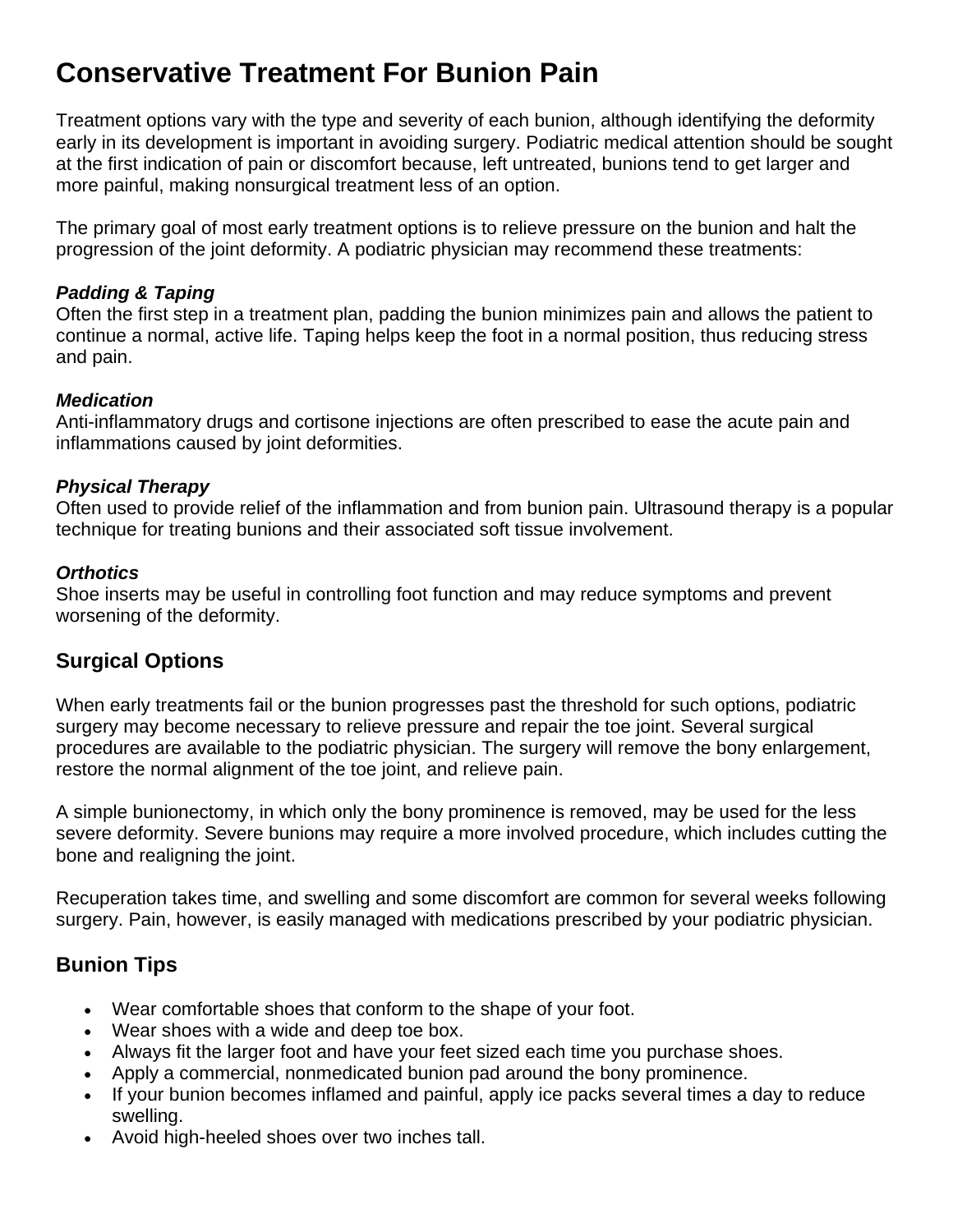# Conservative Treatment For Bunion Pain

Treatment options vary with the type and severity of each bunion, although identifying the deformity early in its development is important in avoiding surgery. Podiatric medical attention should be sought at the first indication of pain or discomfort because, left untreated, bunions tend to get larger and more painful, making nonsurgical treatment less of an option.

The primary goal of most early treatment options is to relieve pressure on the bunion and halt the progression of the joint deformity. A podiatric physician may recommend these treatments:

***Padding & Taping***
Often the first step in a treatment plan, padding the bunion minimizes pain and allows the patient to continue a normal, active life. Taping helps keep the foot in a normal position, thus reducing stress and pain.

***Medication***
Anti-inflammatory drugs and cortisone injections are often prescribed to ease the acute pain and inflammations caused by joint deformities.

***Physical Therapy***
Often used to provide relief of the inflammation and from bunion pain. Ultrasound therapy is a popular technique for treating bunions and their associated soft tissue involvement.

***Orthotics***
Shoe inserts may be useful in controlling foot function and may reduce symptoms and prevent worsening of the deformity.

## Surgical Options

When early treatments fail or the bunion progresses past the threshold for such options, podiatric surgery may become necessary to relieve pressure and repair the toe joint. Several surgical procedures are available to the podiatric physician. The surgery will remove the bony enlargement, restore the normal alignment of the toe joint, and relieve pain.

A simple bunionectomy, in which only the bony prominence is removed, may be used for the less severe deformity. Severe bunions may require a more involved procedure, which includes cutting the bone and realigning the joint.

Recuperation takes time, and swelling and some discomfort are common for several weeks following surgery. Pain, however, is easily managed with medications prescribed by your podiatric physician.

## Bunion Tips

- Wear comfortable shoes that conform to the shape of your foot.
- Wear shoes with a wide and deep toe box.
- Always fit the larger foot and have your feet sized each time you purchase shoes.
- Apply a commercial, nonmedicated bunion pad around the bony prominence.
- If your bunion becomes inflamed and painful, apply ice packs several times a day to reduce swelling.
- Avoid high-heeled shoes over two inches tall.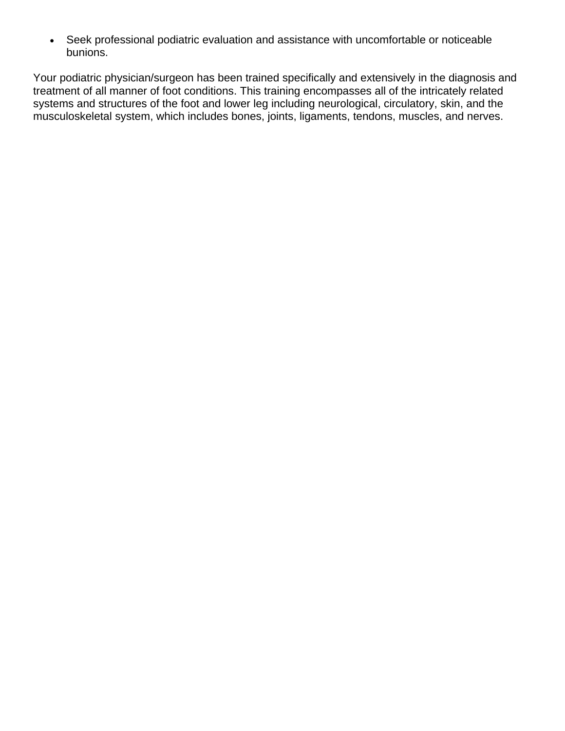- Seek professional podiatric evaluation and assistance with uncomfortable or noticeable bunions.

Your podiatric physician/surgeon has been trained specifically and extensively in the diagnosis and treatment of all manner of foot conditions. This training encompasses all of the intricately related systems and structures of the foot and lower leg including neurological, circulatory, skin, and the musculoskeletal system, which includes bones, joints, ligaments, tendons, muscles, and nerves.